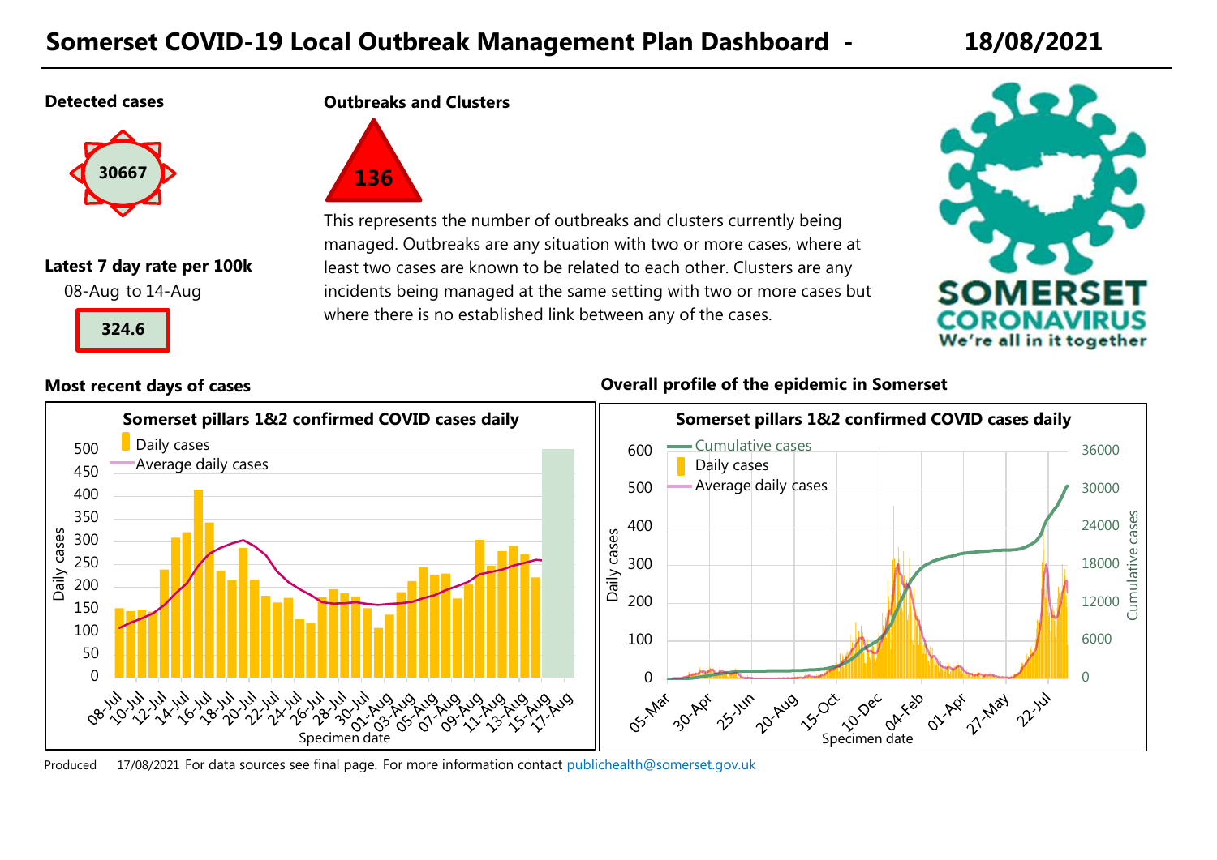# Somerset COVID-19 Local Outbreak Management Plan Dashboard - 18/08/2021

**Detected cases**

30667

**Latest 7 day rate per 100k**

08-Aug to 14-Aug

324.6

**Outbreaks and Clusters**

136

This represents the number of outbreaks and clusters currently being managed. Outbreaks are any situation with two or more cases, where at least two cases are known to be related to each other. Clusters are any incidents being managed at the same setting with two or more cases but where there is no established link between any of the cases.

SOMERSET CORONAVIRUS We're all in it together

**Most recent days of cases**

Somerset pillars 1&2 confirmed COVID cases daily

**Overall profile of the epidemic in Somerset**

Somerset pillars 1&2 confirmed COVID cases daily

Produced 17/08/2021 For data sources see final page. For more information contact publichealth@somerset.gov.uk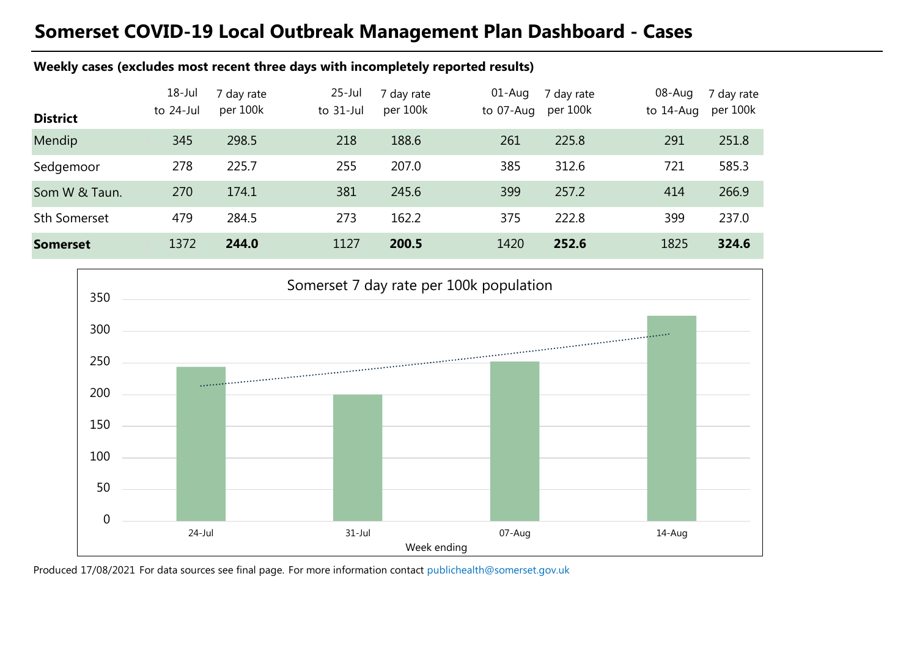# Somerset COVID-19 Local Outbreak Management Plan Dashboard - Cases

**Weekly cases (excludes most recent three days with incompletely reported results)**

| District | 18-Jul to 24-Jul | 7 day rate per 100k | 25-Jul to 31-Jul | 7 day rate per 100k | 01-Aug to 07-Aug | 7 day rate per 100k | 08-Aug to 14-Aug | 7 day rate per 100k |
|---|---|---|---|---|---|---|---|---|
| Mendip | 345 | 298.5 | 218 | 188.6 | 261 | 225.8 | 291 | 251.8 |
| Sedgemoor | 278 | 225.7 | 255 | 207.0 | 385 | 312.6 | 721 | 585.3 |
| Som W & Taun. | 270 | 174.1 | 381 | 245.6 | 399 | 257.2 | 414 | 266.9 |
| Sth Somerset | 479 | 284.5 | 273 | 162.2 | 375 | 222.8 | 399 | 237.0 |
| **Somerset** | 1372 | **244.0** | 1127 | **200.5** | 1420 | **252.6** | 1825 | **324.6** |

Somerset 7 day rate per 100k population

| Week ending | 7 day rate per 100k |
|---|---|
| 24-Jul | 244.0 |
| 31-Jul | 200.5 |
| 07-Aug | 252.6 |
| 14-Aug | 324.6 |

Produced 17/08/2021 For data sources see final page. For more information contact publichealth@somerset.gov.uk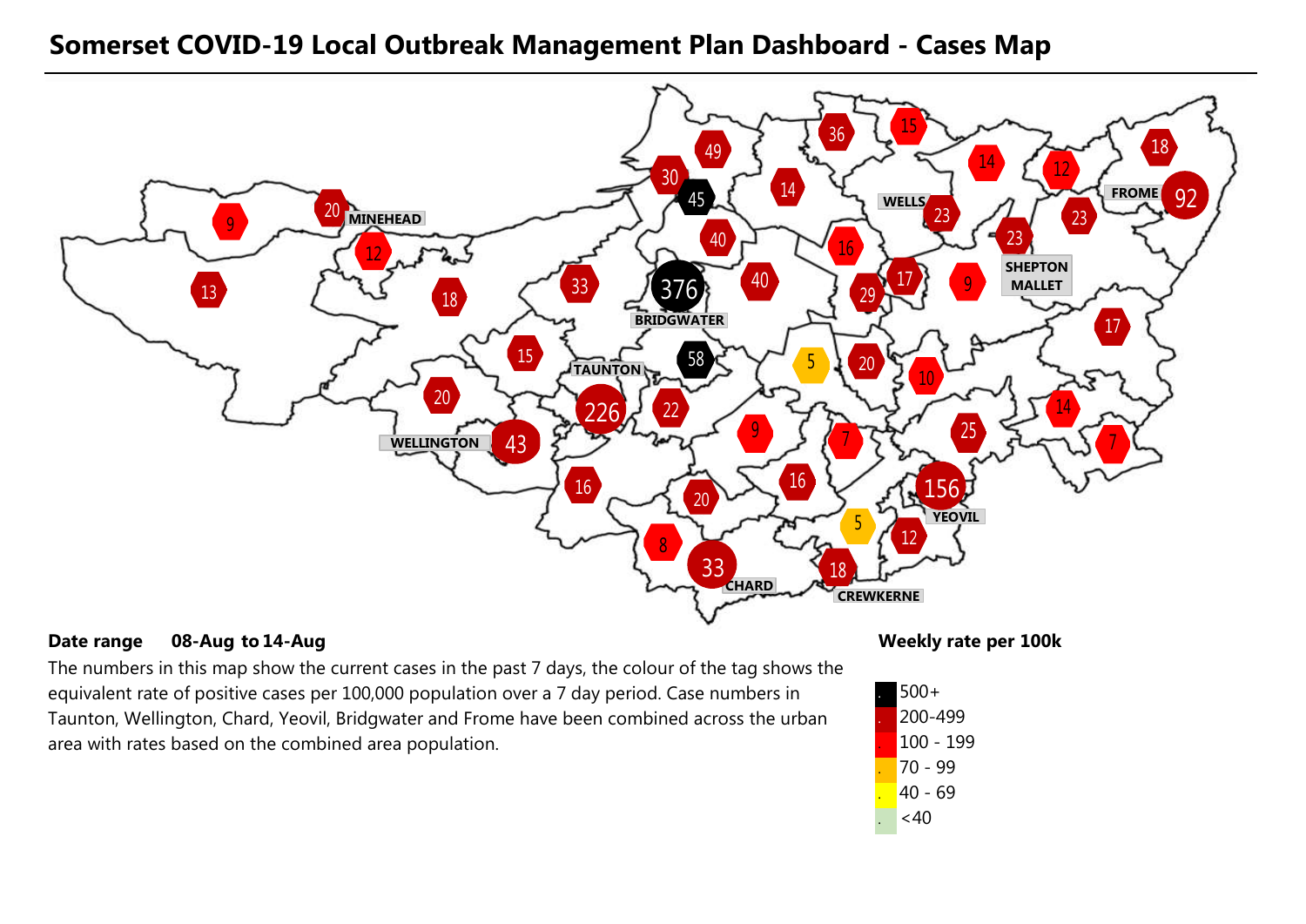# Somerset COVID-19 Local Outbreak Management Plan Dashboard - Cases Map

MINEHEAD
BRIDGWATER
TAUNTON
WELLINGTON
WELLS
SHEPTON MALLET
FROME
YEOVIL
CHARD
CREWKERNE

**Date range** **08-Aug to 14-Aug**

The numbers in this map show the current cases in the past 7 days, the colour of the tag shows the equivalent rate of positive cases per 100,000 population over a 7 day period. Case numbers in Taunton, Wellington, Chard, Yeovil, Bridgwater and Frome have been combined across the urban area with rates based on the combined area population.

**Weekly rate per 100k**

- 500+
- 200-499
- 100 - 199
- 70 - 99
- 40 - 69
- <40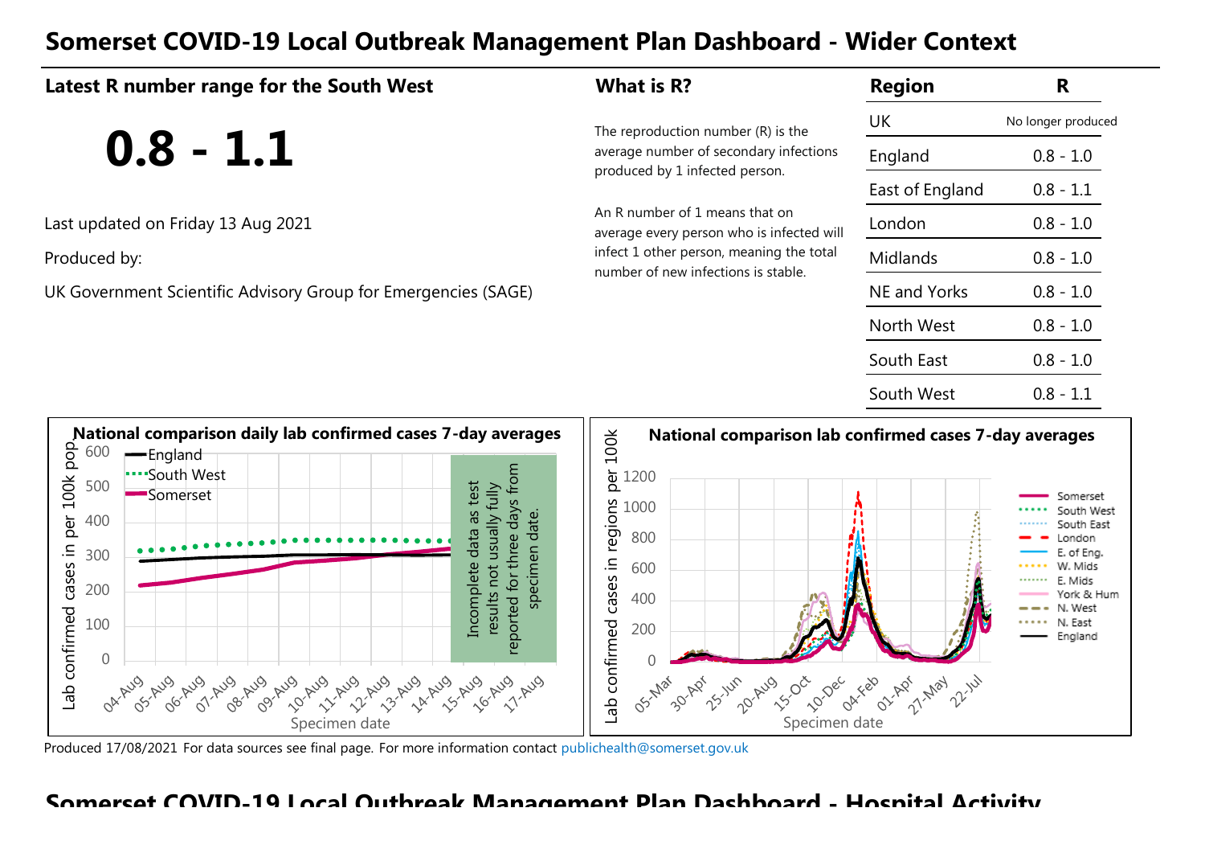# Somerset COVID-19 Local Outbreak Management Plan Dashboard - Wider Context

## Latest R number range for the South West

**0.8 - 1.1**

Last updated on Friday 13 Aug 2021

Produced by:

UK Government Scientific Advisory Group for Emergencies (SAGE)

## What is R?

The reproduction number (R) is the average number of secondary infections produced by 1 infected person.

An R number of 1 means that on average every person who is infected will infect 1 other person, meaning the total number of new infections is stable.

| Region | R |
|---|---|
| UK | No longer produced |
| England | 0.8 - 1.0 |
| East of England | 0.8 - 1.1 |
| London | 0.8 - 1.0 |
| Midlands | 0.8 - 1.0 |
| NE and Yorks | 0.8 - 1.0 |
| North West | 0.8 - 1.0 |
| South East | 0.8 - 1.0 |
| South West | 0.8 - 1.1 |

**National comparison daily lab confirmed cases 7-day averages**

Legend: England, South West, Somerset

Y-axis: Lab confirmed cases in per 100k pop. (0–600)

X-axis: Specimen date (04-Aug to 17-Aug)

Incomplete data as test results not usually fully reported for three days from specimen date.

**National comparison lab confirmed cases 7-day averages**

Legend: Somerset, South West, South East, London, E. of Eng., W. Mids, E. Mids, York & Hum, N. West, N. East, England

Y-axis: Lab confirmed cases in regions per 100k (0–1200)

X-axis: Specimen date (05-Mar to 22-Jul)

Produced 17/08/2021 For data sources see final page. For more information contact publichealth@somerset.gov.uk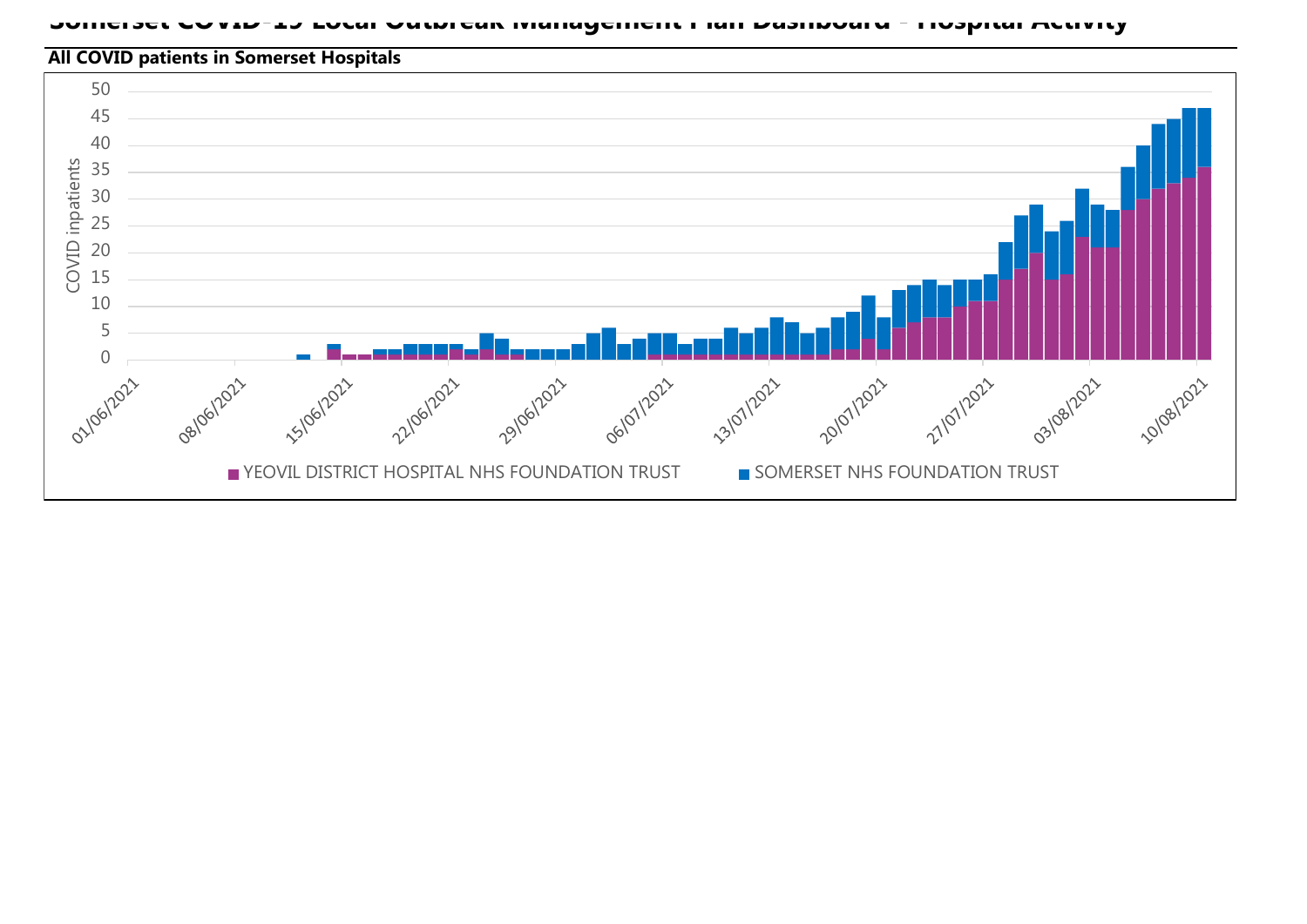# Somerset COVID-19 Local Outbreak Management Plan Dashboard - Hospital Activity

**All COVID patients in Somerset Hospitals**

COVID inpatients

50
45
40
35
30
25
20
15
10
5
0

01/06/2021 08/06/2021 15/06/2021 22/06/2021 29/06/2021 06/07/2021 13/07/2021 20/07/2021 27/07/2021 03/08/2021 10/08/2021

■ YEOVIL DISTRICT HOSPITAL NHS FOUNDATION TRUST ■ SOMERSET NHS FOUNDATION TRUST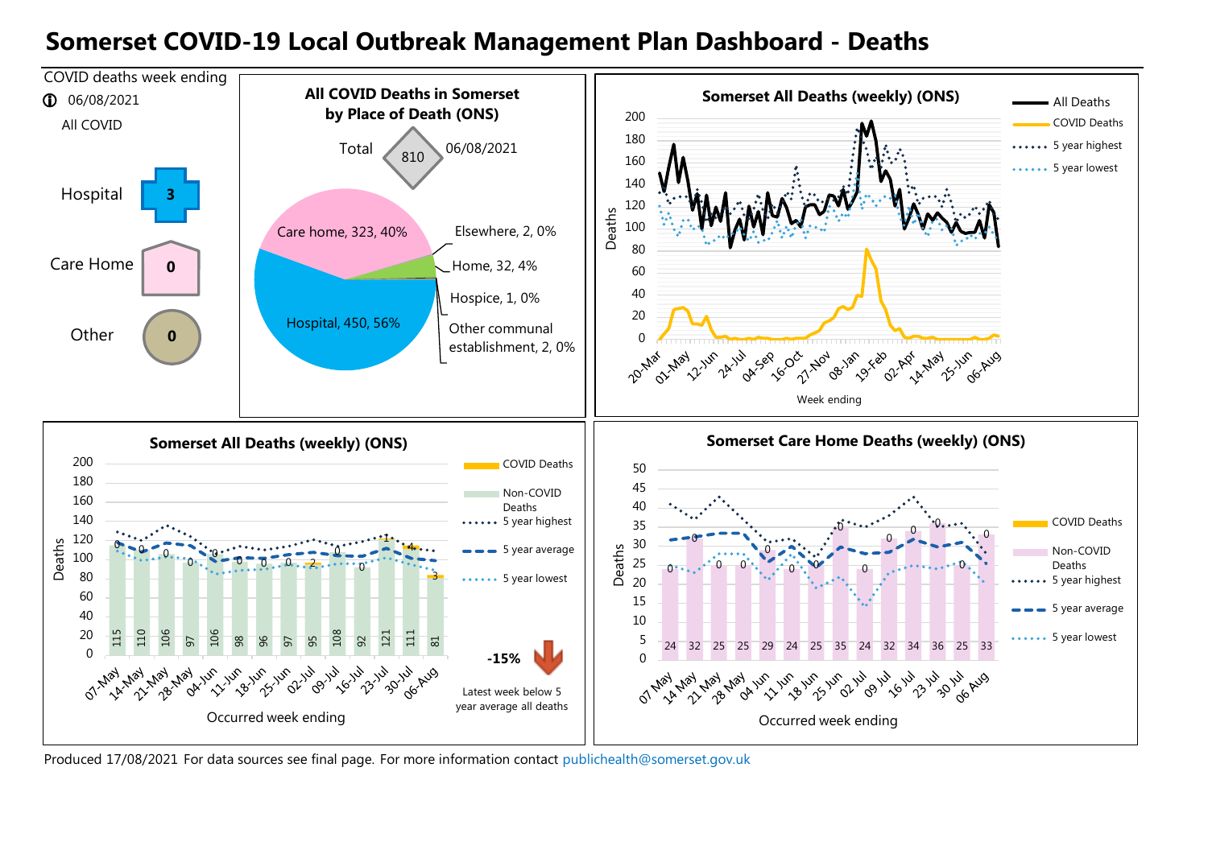# Somerset COVID-19 Local Outbreak Management Plan Dashboard - Deaths

COVID deaths week ending 06/08/2021

All COVID

| | |
|---|---|
| Hospital | 3 |
| Care Home | 0 |
| Other | 0 |

## All COVID Deaths in Somerset by Place of Death (ONS)

Total 810 06/08/2021

| Place of death | Deaths | % |
|---|---|---|
| Hospital | 450 | 56% |
| Care home | 323 | 40% |
| Home | 32 | 4% |
| Elsewhere | 2 | 0% |
| Hospice | 1 | 0% |
| Other communal establishment | 2 | 0% |

## Somerset All Deaths (weekly) (ONS)

Legend: All Deaths; COVID Deaths; 5 year highest; 5 year lowest

Week ending: 20-Mar, 01-May, 12-Jun, 24-Jul, 04-Sep, 16-Oct, 27-Nov, 08-Jan, 19-Feb, 02-Apr, 14-May, 25-Jun, 06-Aug

## Somerset All Deaths (weekly) (ONS)

| Occurred week ending | Non-COVID Deaths | COVID Deaths |
|---|---|---|
| 07-May | 115 | 0 |
| 14-May | 110 | 0 |
| 21-May | 106 | 0 |
| 28-May | 97 | 0 |
| 04-Jun | 106 | 0 |
| 11-Jun | 98 | 0 |
| 18-Jun | 96 | 0 |
| 25-Jun | 97 | 0 |
| 02-Jul | 95 | 2 |
| 09-Jul | 108 | 0 |
| 16-Jul | 92 | 0 |
| 23-Jul | 121 | 1 |
| 30-Jul | 111 | 4 |
| 06-Aug | 81 | 3 |

Legend: COVID Deaths; Non-COVID Deaths; 5 year highest; 5 year average; 5 year lowest

**-15%** Latest week below 5 year average all deaths

## Somerset Care Home Deaths (weekly) (ONS)

| Occurred week ending | Non-COVID Deaths | COVID Deaths |
|---|---|---|
| 07 May | 24 | 0 |
| 14 May | 32 | 0 |
| 21 May | 25 | 0 |
| 28 May | 25 | 0 |
| 04 Jun | 29 | 0 |
| 11 Jun | 24 | 0 |
| 18 Jun | 25 | 0 |
| 25 Jun | 35 | 0 |
| 02 Jul | 24 | 0 |
| 09 Jul | 32 | 0 |
| 16 Jul | 34 | 0 |
| 23 Jul | 36 | 0 |
| 30 Jul | 25 | 0 |
| 06 Aug | 33 | 0 |

Legend: COVID Deaths; Non-COVID Deaths; 5 year highest; 5 year average; 5 year lowest

Produced 17/08/2021 For data sources see final page. For more information contact publichealth@somerset.gov.uk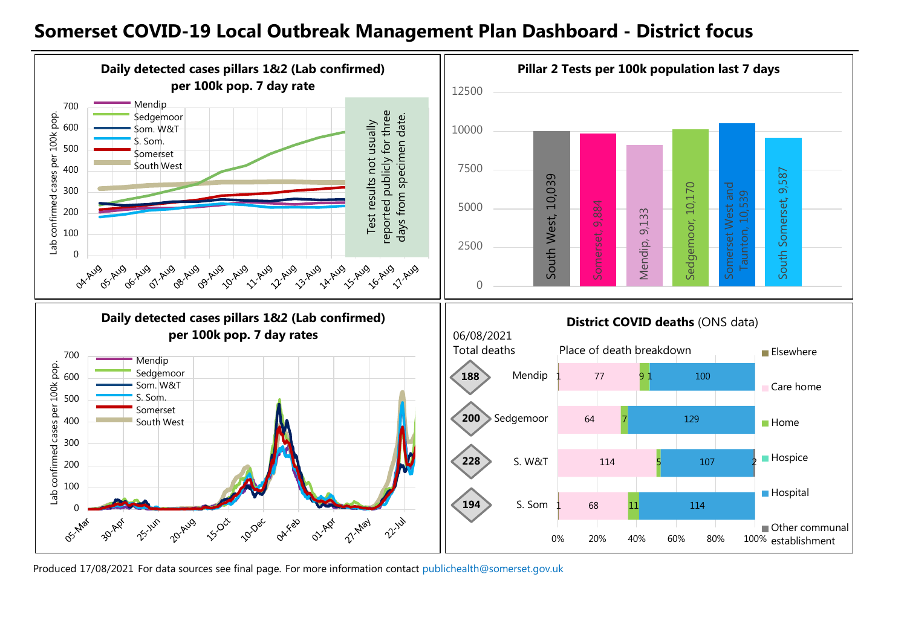# Somerset COVID-19 Local Outbreak Management Plan Dashboard - District focus

## Daily detected cases pillars 1&2 (Lab confirmed) per 100k pop. 7 day rate

Legend: Mendip, Sedgemoor, Som. W&T, S. Som., Somerset, South West

Lab confirmed cases per 100k pop.

Test results not usually reported publicly for three days from specimen date.

## Pillar 2 Tests per 100k population last 7 days

| Area | Tests per 100k |
|---|---|
| South West | 10,039 |
| Somerset | 9,884 |
| Mendip | 9,133 |
| Sedgemoor | 10,170 |
| Somerset West and Taunton | 10,539 |
| South Somerset | 9,587 |

## Daily detected cases pillars 1&2 (Lab confirmed) per 100k pop. 7 day rates

Legend: Mendip, Sedgemoor, Som. W&T, S. Som., Somerset, South West

Lab confirmed cases per 100k pop.

## District COVID deaths (ONS data)

06/08/2021

| District | Total deaths | Elsewhere | Care home | Home | Hospice | Hospital | Other communal establishment |
|---|---|---|---|---|---|---|---|
| Mendip | 188 | 1 | 77 | 9 | 1 | 100 | |
| Sedgemoor | 200 | | 64 | 7 | | 129 | |
| S. W&T | 228 | | 114 | 5 | | 107 | 2 |
| S. Som | 194 | 1 | 68 | 11 | | 114 | |

Produced 17/08/2021 For data sources see final page. For more information contact publichealth@somerset.gov.uk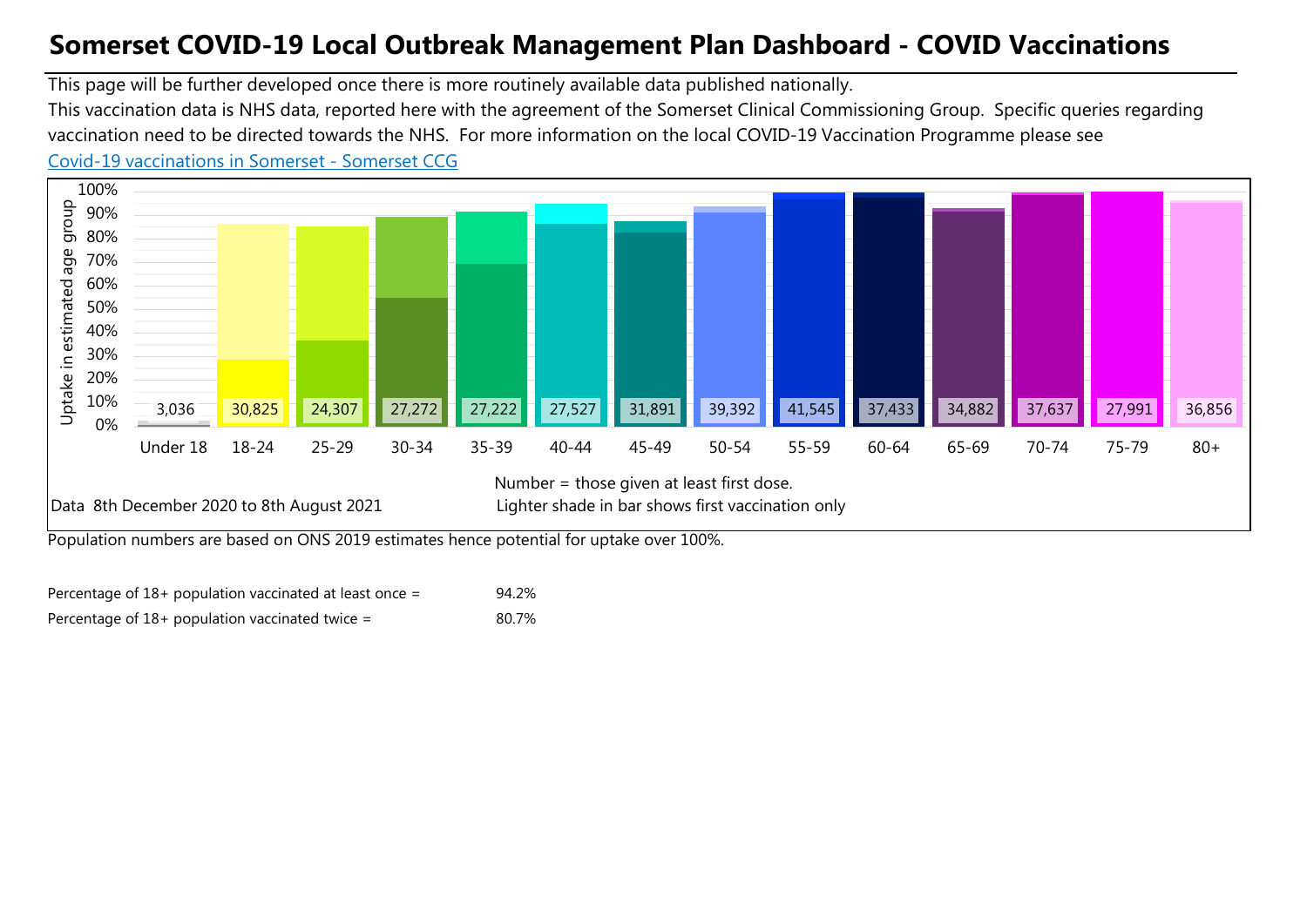# Somerset COVID-19 Local Outbreak Management Plan Dashboard - COVID Vaccinations

This page will be further developed once there is more routinely available data published nationally.

This vaccination data is NHS data, reported here with the agreement of the Somerset Clinical Commissioning Group. Specific queries regarding vaccination need to be directed towards the NHS. For more information on the local COVID-19 Vaccination Programme please see [Covid-19 vaccinations in Somerset - Somerset CCG]

| Age group | Under 18 | 18-24 | 25-29 | 30-34 | 35-39 | 40-44 | 45-49 | 50-54 | 55-59 | 60-64 | 65-69 | 70-74 | 75-79 | 80+ |
|---|---|---|---|---|---|---|---|---|---|---|---|---|---|---|
| Number given at least first dose | 3,036 | 30,825 | 24,307 | 27,272 | 27,222 | 27,527 | 31,891 | 39,392 | 41,545 | 37,433 | 34,882 | 37,637 | 27,991 | 36,856 |

Uptake in estimated age group (0%–100%)

Number = those given at least first dose.

Data 8th December 2020 to 8th August 2021

Lighter shade in bar shows first vaccination only

Population numbers are based on ONS 2019 estimates hence potential for uptake over 100%.

Percentage of 18+ population vaccinated at least once = 94.2%

Percentage of 18+ population vaccinated twice = 80.7%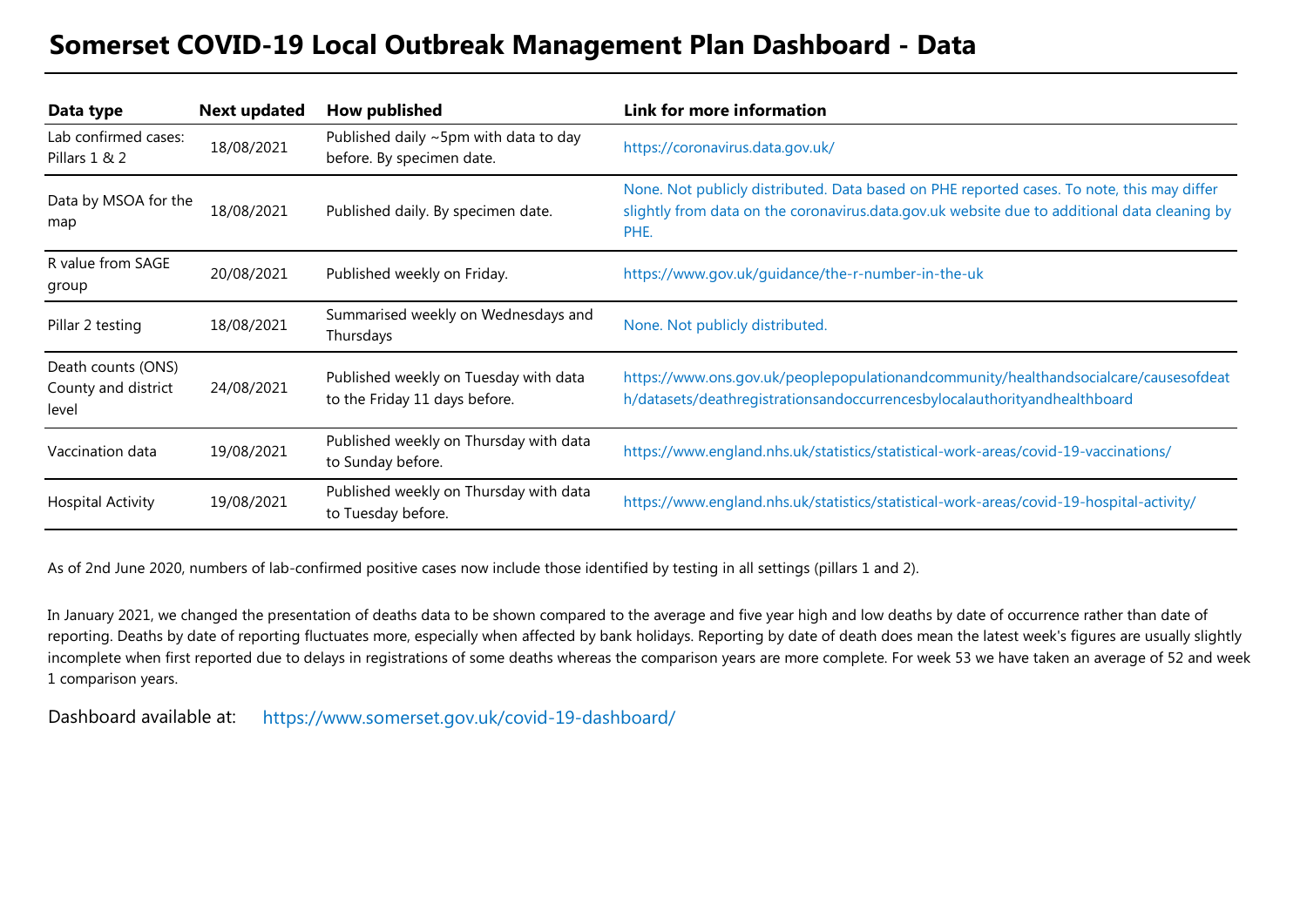# Somerset COVID-19 Local Outbreak Management Plan Dashboard - Data

| Data type | Next updated | How published | Link for more information |
|---|---|---|---|
| Lab confirmed cases: Pillars 1 & 2 | 18/08/2021 | Published daily ~5pm with data to day before. By specimen date. | https://coronavirus.data.gov.uk/ |
| Data by MSOA for the map | 18/08/2021 | Published daily. By specimen date. | None. Not publicly distributed. Data based on PHE reported cases. To note, this may differ slightly from data on the coronavirus.data.gov.uk website due to additional data cleaning by PHE. |
| R value from SAGE group | 20/08/2021 | Published weekly on Friday. | https://www.gov.uk/guidance/the-r-number-in-the-uk |
| Pillar 2 testing | 18/08/2021 | Summarised weekly on Wednesdays and Thursdays | None. Not publicly distributed. |
| Death counts (ONS) County and district level | 24/08/2021 | Published weekly on Tuesday with data to the Friday 11 days before. | https://www.ons.gov.uk/peoplepopulationandcommunity/healthandsocialcare/causesofdeath/datasets/deathregistrationsandoccurrencesbylocalauthorityandhealthboard |
| Vaccination data | 19/08/2021 | Published weekly on Thursday with data to Sunday before. | https://www.england.nhs.uk/statistics/statistical-work-areas/covid-19-vaccinations/ |
| Hospital Activity | 19/08/2021 | Published weekly on Thursday with data to Tuesday before. | https://www.england.nhs.uk/statistics/statistical-work-areas/covid-19-hospital-activity/ |

As of 2nd June 2020, numbers of lab-confirmed positive cases now include those identified by testing in all settings (pillars 1 and 2).

In January 2021, we changed the presentation of deaths data to be shown compared to the average and five year high and low deaths by date of occurrence rather than date of reporting. Deaths by date of reporting fluctuates more, especially when affected by bank holidays. Reporting by date of death does mean the latest week's figures are usually slightly incomplete when first reported due to delays in registrations of some deaths whereas the comparison years are more complete. For week 53 we have taken an average of 52 and week 1 comparison years.

Dashboard available at: https://www.somerset.gov.uk/covid-19-dashboard/